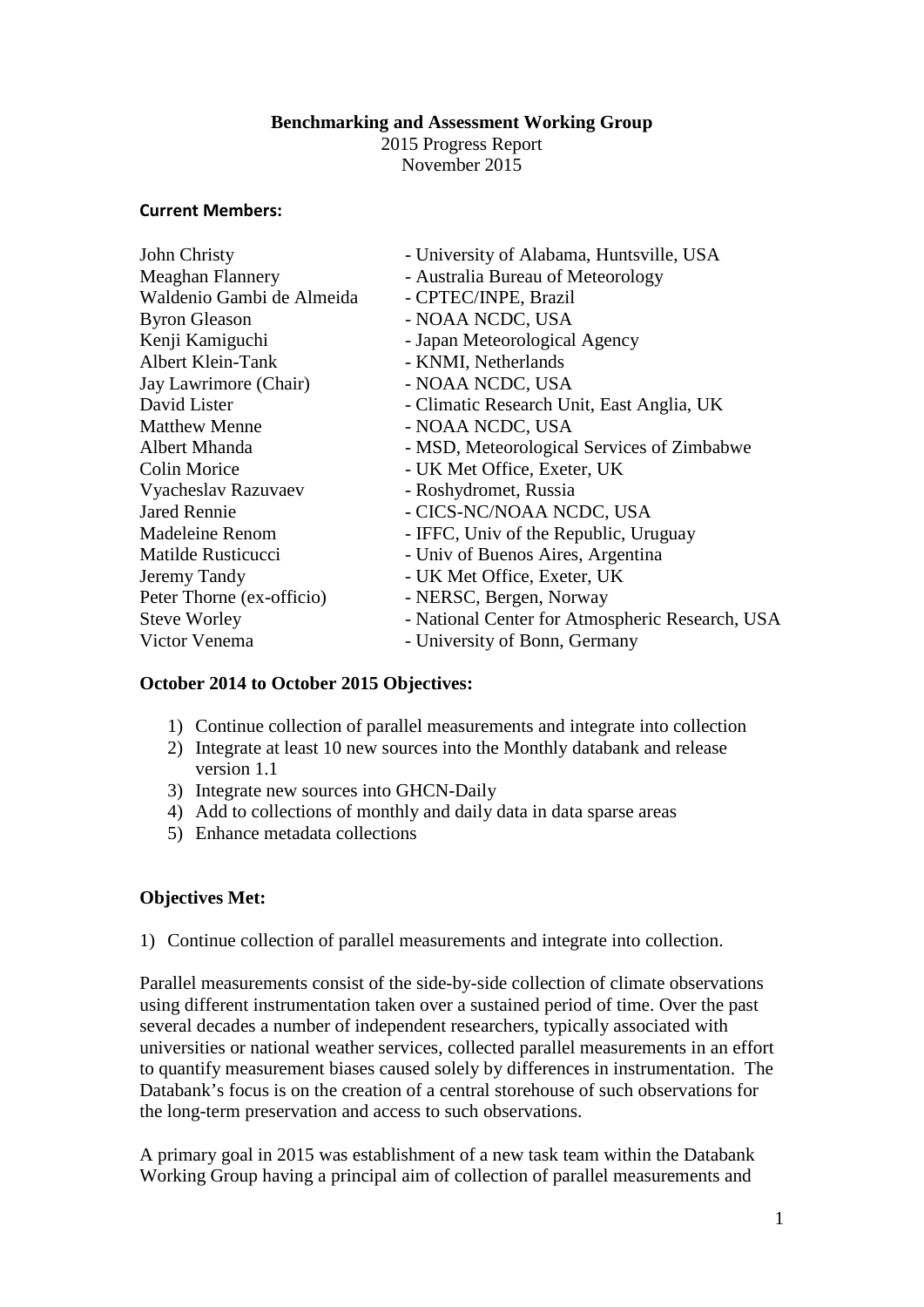**Benchmarking and Assessment Working Group**
2015 Progress Report
November 2015

**Current Members:**

| | |
|---|---|
| John Christy | - University of Alabama, Huntsville, USA |
| Meaghan Flannery | - Australia Bureau of Meteorology |
| Waldenio Gambi de Almeida | - CPTEC/INPE, Brazil |
| Byron Gleason | - NOAA NCDC, USA |
| Kenji Kamiguchi | - Japan Meteorological Agency |
| Albert Klein-Tank | - KNMI, Netherlands |
| Jay Lawrimore (Chair) | - NOAA NCDC, USA |
| David Lister | - Climatic Research Unit, East Anglia, UK |
| Matthew Menne | - NOAA NCDC, USA |
| Albert Mhanda | - MSD, Meteorological Services of Zimbabwe |
| Colin Morice | - UK Met Office, Exeter, UK |
| Vyacheslav Razuvaev | - Roshydromet, Russia |
| Jared Rennie | - CICS-NC/NOAA NCDC, USA |
| Madeleine Renom | - IFFC, Univ of the Republic, Uruguay |
| Matilde Rusticucci | - Univ of Buenos Aires, Argentina |
| Jeremy Tandy | - UK Met Office, Exeter, UK |
| Peter Thorne (ex-officio) | - NERSC, Bergen, Norway |
| Steve Worley | - National Center for Atmospheric Research, USA |
| Victor Venema | - University of Bonn, Germany |

**October 2014 to October 2015 Objectives:**

1) Continue collection of parallel measurements and integrate into collection
2) Integrate at least 10 new sources into the Monthly databank and release version 1.1
3) Integrate new sources into GHCN-Daily
4) Add to collections of monthly and daily data in data sparse areas
5) Enhance metadata collections

**Objectives Met:**

1) Continue collection of parallel measurements and integrate into collection.

Parallel measurements consist of the side-by-side collection of climate observations using different instrumentation taken over a sustained period of time. Over the past several decades a number of independent researchers, typically associated with universities or national weather services, collected parallel measurements in an effort to quantify measurement biases caused solely by differences in instrumentation. The Databank's focus is on the creation of a central storehouse of such observations for the long-term preservation and access to such observations.

A primary goal in 2015 was establishment of a new task team within the Databank Working Group having a principal aim of collection of parallel measurements and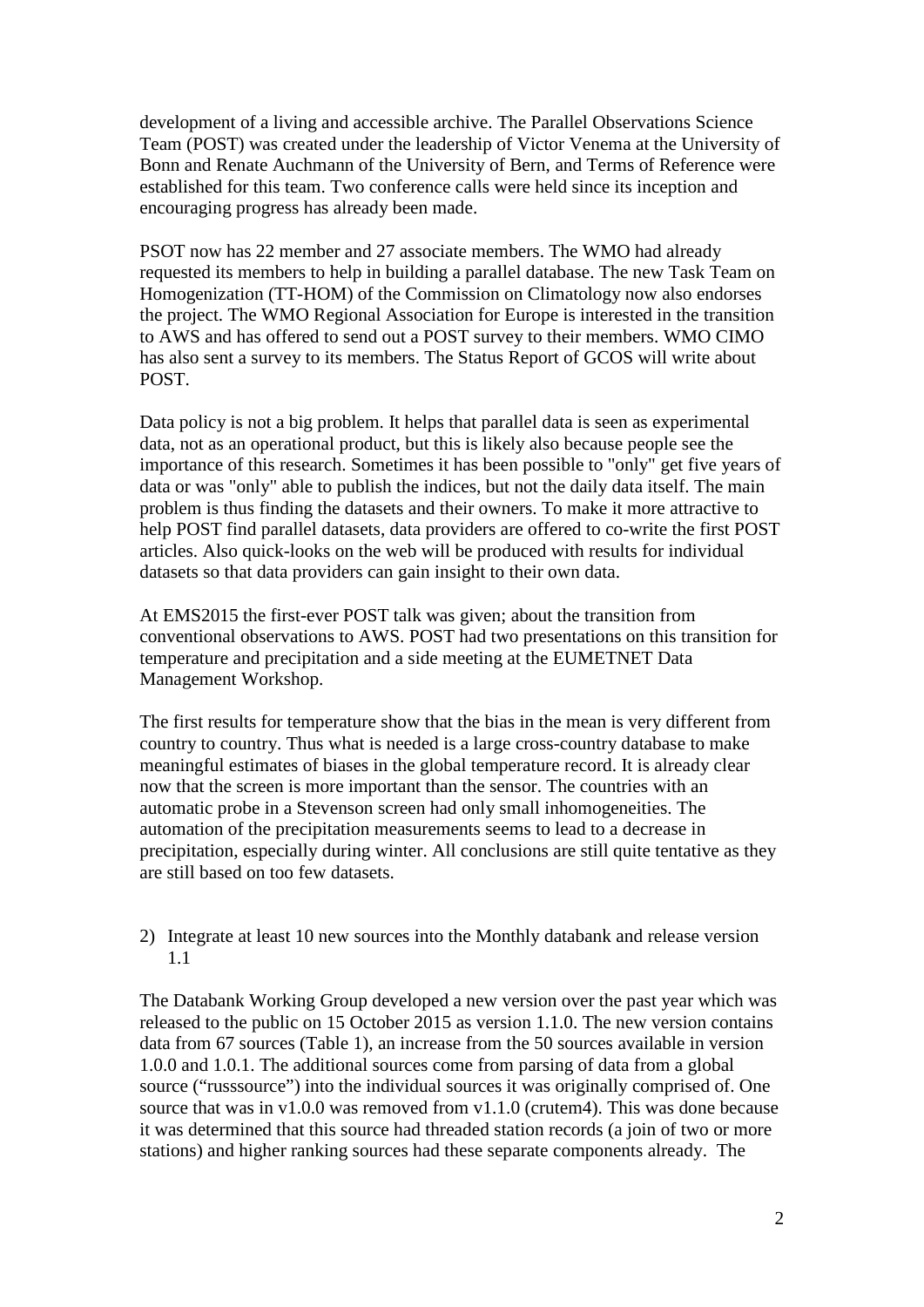development of a living and accessible archive. The Parallel Observations Science Team (POST) was created under the leadership of Victor Venema at the University of Bonn and Renate Auchmann of the University of Bern, and Terms of Reference were established for this team. Two conference calls were held since its inception and encouraging progress has already been made.

PSOT now has 22 member and 27 associate members. The WMO had already requested its members to help in building a parallel database. The new Task Team on Homogenization (TT-HOM) of the Commission on Climatology now also endorses the project. The WMO Regional Association for Europe is interested in the transition to AWS and has offered to send out a POST survey to their members. WMO CIMO has also sent a survey to its members. The Status Report of GCOS will write about POST.

Data policy is not a big problem. It helps that parallel data is seen as experimental data, not as an operational product, but this is likely also because people see the importance of this research. Sometimes it has been possible to "only" get five years of data or was "only" able to publish the indices, but not the daily data itself. The main problem is thus finding the datasets and their owners. To make it more attractive to help POST find parallel datasets, data providers are offered to co-write the first POST articles. Also quick-looks on the web will be produced with results for individual datasets so that data providers can gain insight to their own data.

At EMS2015 the first-ever POST talk was given; about the transition from conventional observations to AWS. POST had two presentations on this transition for temperature and precipitation and a side meeting at the EUMETNET Data Management Workshop.

The first results for temperature show that the bias in the mean is very different from country to country. Thus what is needed is a large cross-country database to make meaningful estimates of biases in the global temperature record. It is already clear now that the screen is more important than the sensor. The countries with an automatic probe in a Stevenson screen had only small inhomogeneities. The automation of the precipitation measurements seems to lead to a decrease in precipitation, especially during winter. All conclusions are still quite tentative as they are still based on too few datasets.

2) Integrate at least 10 new sources into the Monthly databank and release version 1.1

The Databank Working Group developed a new version over the past year which was released to the public on 15 October 2015 as version 1.1.0. The new version contains data from 67 sources (Table 1), an increase from the 50 sources available in version 1.0.0 and 1.0.1. The additional sources come from parsing of data from a global source ("russsource") into the individual sources it was originally comprised of. One source that was in v1.0.0 was removed from v1.1.0 (crutem4). This was done because it was determined that this source had threaded station records (a join of two or more stations) and higher ranking sources had these separate components already. The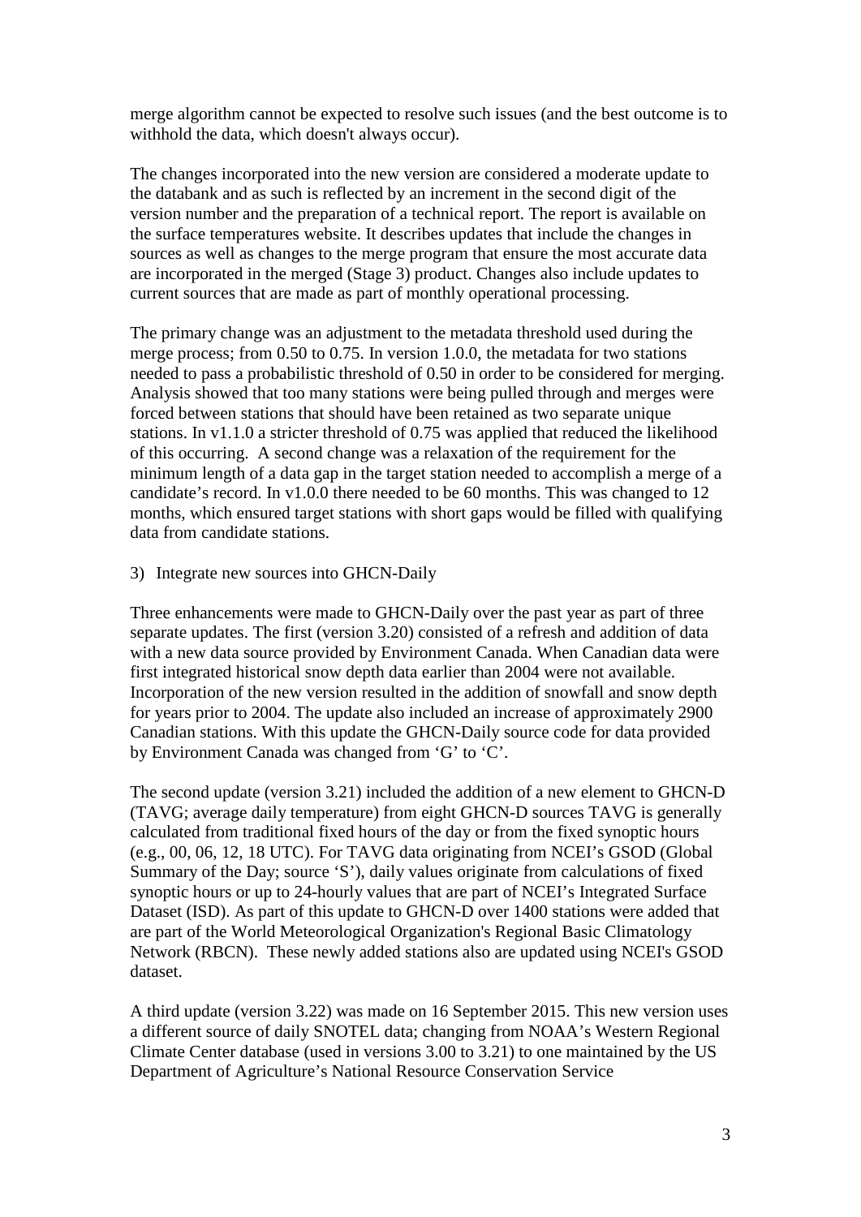merge algorithm cannot be expected to resolve such issues (and the best outcome is to withhold the data, which doesn't always occur).

The changes incorporated into the new version are considered a moderate update to the databank and as such is reflected by an increment in the second digit of the version number and the preparation of a technical report. The report is available on the surface temperatures website. It describes updates that include the changes in sources as well as changes to the merge program that ensure the most accurate data are incorporated in the merged (Stage 3) product. Changes also include updates to current sources that are made as part of monthly operational processing.

The primary change was an adjustment to the metadata threshold used during the merge process; from 0.50 to 0.75. In version 1.0.0, the metadata for two stations needed to pass a probabilistic threshold of 0.50 in order to be considered for merging. Analysis showed that too many stations were being pulled through and merges were forced between stations that should have been retained as two separate unique stations. In v1.1.0 a stricter threshold of 0.75 was applied that reduced the likelihood of this occurring. A second change was a relaxation of the requirement for the minimum length of a data gap in the target station needed to accomplish a merge of a candidate's record. In v1.0.0 there needed to be 60 months. This was changed to 12 months, which ensured target stations with short gaps would be filled with qualifying data from candidate stations.

3) Integrate new sources into GHCN-Daily

Three enhancements were made to GHCN-Daily over the past year as part of three separate updates. The first (version 3.20) consisted of a refresh and addition of data with a new data source provided by Environment Canada. When Canadian data were first integrated historical snow depth data earlier than 2004 were not available. Incorporation of the new version resulted in the addition of snowfall and snow depth for years prior to 2004. The update also included an increase of approximately 2900 Canadian stations. With this update the GHCN-Daily source code for data provided by Environment Canada was changed from 'G' to 'C'.

The second update (version 3.21) included the addition of a new element to GHCN-D (TAVG; average daily temperature) from eight GHCN-D sources TAVG is generally calculated from traditional fixed hours of the day or from the fixed synoptic hours (e.g., 00, 06, 12, 18 UTC). For TAVG data originating from NCEI's GSOD (Global Summary of the Day; source 'S'), daily values originate from calculations of fixed synoptic hours or up to 24-hourly values that are part of NCEI's Integrated Surface Dataset (ISD). As part of this update to GHCN-D over 1400 stations were added that are part of the World Meteorological Organization's Regional Basic Climatology Network (RBCN). These newly added stations also are updated using NCEI's GSOD dataset.

A third update (version 3.22) was made on 16 September 2015. This new version uses a different source of daily SNOTEL data; changing from NOAA's Western Regional Climate Center database (used in versions 3.00 to 3.21) to one maintained by the US Department of Agriculture's National Resource Conservation Service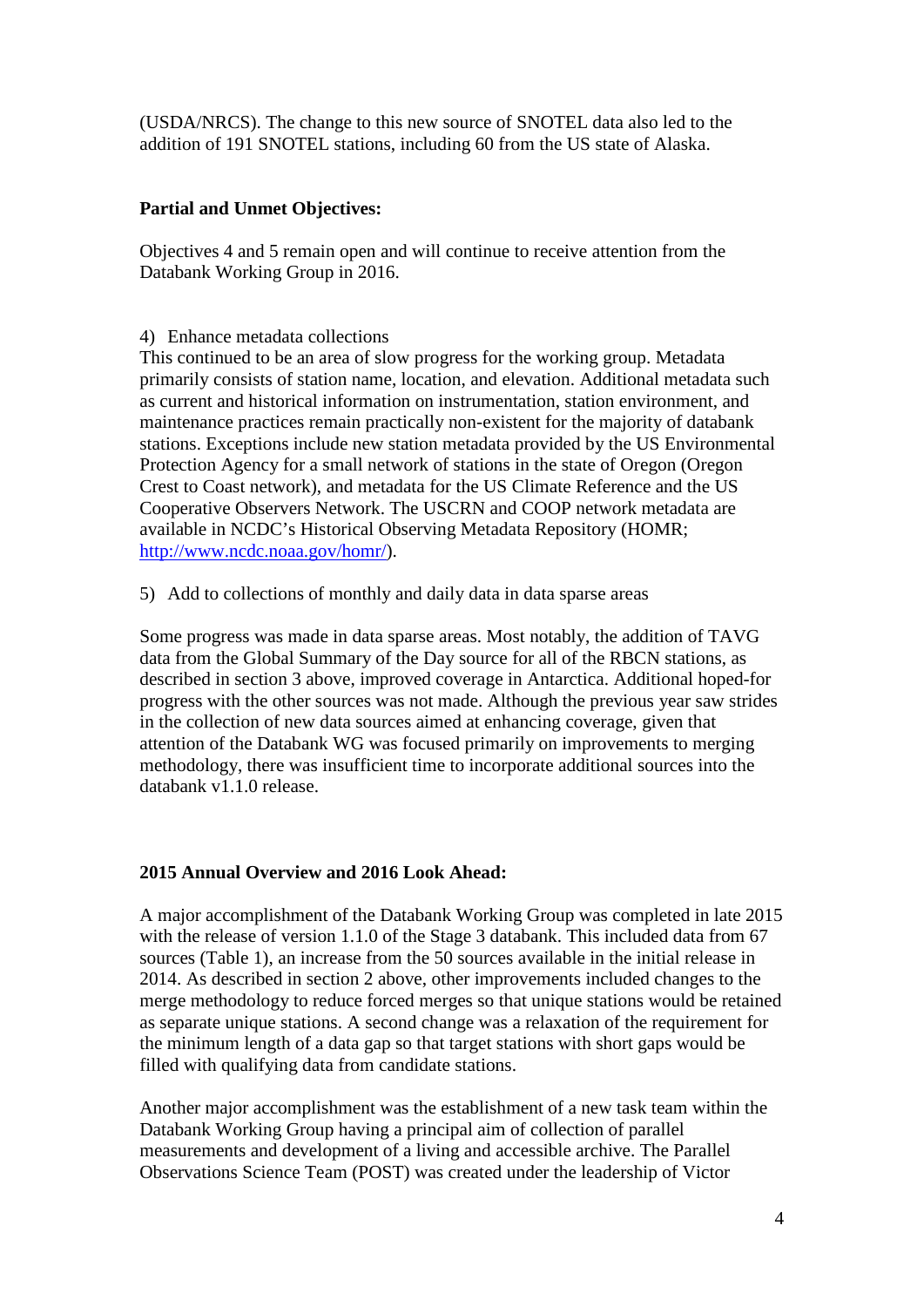(USDA/NRCS). The change to this new source of SNOTEL data also led to the addition of 191 SNOTEL stations, including 60 from the US state of Alaska.

**Partial and Unmet Objectives:**

Objectives 4 and 5 remain open and will continue to receive attention from the Databank Working Group in 2016.

4) Enhance metadata collections

This continued to be an area of slow progress for the working group. Metadata primarily consists of station name, location, and elevation. Additional metadata such as current and historical information on instrumentation, station environment, and maintenance practices remain practically non-existent for the majority of databank stations. Exceptions include new station metadata provided by the US Environmental Protection Agency for a small network of stations in the state of Oregon (Oregon Crest to Coast network), and metadata for the US Climate Reference and the US Cooperative Observers Network. The USCRN and COOP network metadata are available in NCDC's Historical Observing Metadata Repository (HOMR; http://www.ncdc.noaa.gov/homr/).

5) Add to collections of monthly and daily data in data sparse areas

Some progress was made in data sparse areas. Most notably, the addition of TAVG data from the Global Summary of the Day source for all of the RBCN stations, as described in section 3 above, improved coverage in Antarctica. Additional hoped-for progress with the other sources was not made. Although the previous year saw strides in the collection of new data sources aimed at enhancing coverage, given that attention of the Databank WG was focused primarily on improvements to merging methodology, there was insufficient time to incorporate additional sources into the databank v1.1.0 release.

**2015 Annual Overview and 2016 Look Ahead:**

A major accomplishment of the Databank Working Group was completed in late 2015 with the release of version 1.1.0 of the Stage 3 databank. This included data from 67 sources (Table 1), an increase from the 50 sources available in the initial release in 2014. As described in section 2 above, other improvements included changes to the merge methodology to reduce forced merges so that unique stations would be retained as separate unique stations. A second change was a relaxation of the requirement for the minimum length of a data gap so that target stations with short gaps would be filled with qualifying data from candidate stations.

Another major accomplishment was the establishment of a new task team within the Databank Working Group having a principal aim of collection of parallel measurements and development of a living and accessible archive. The Parallel Observations Science Team (POST) was created under the leadership of Victor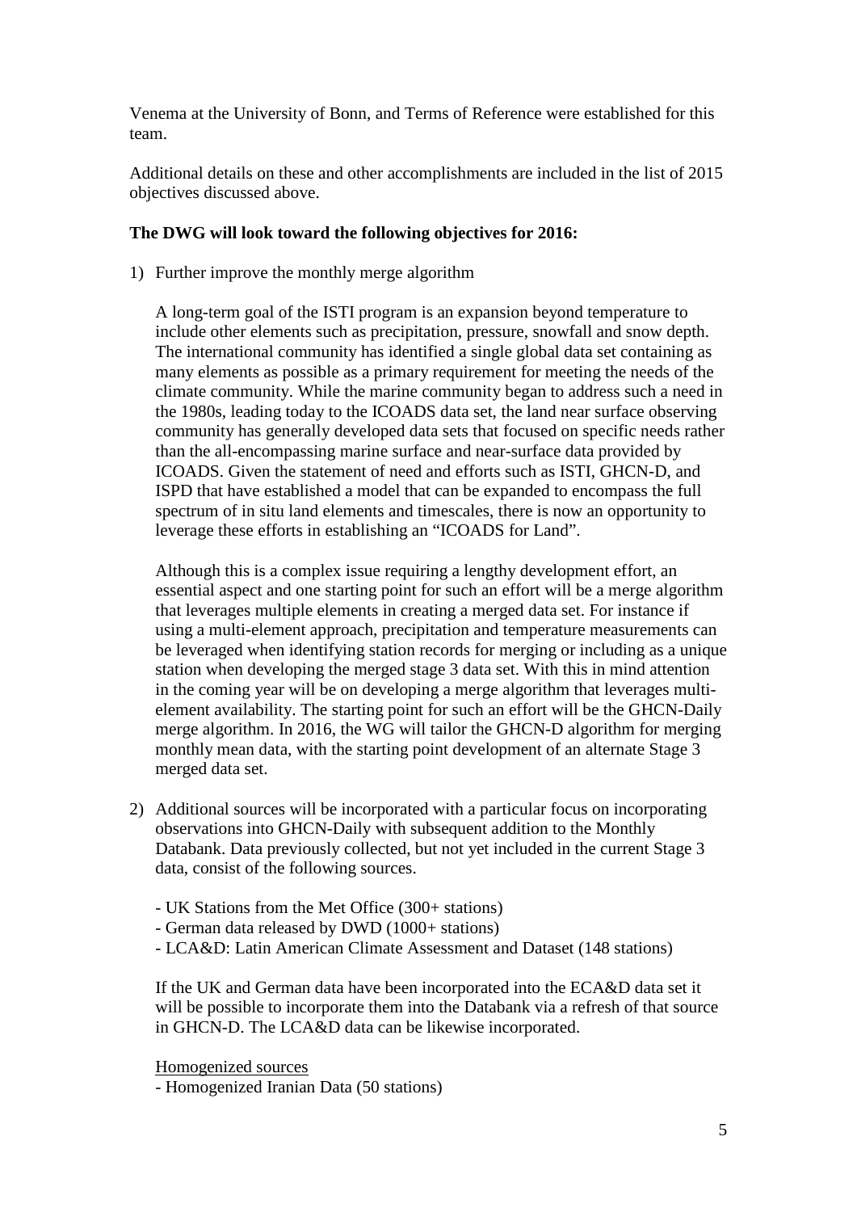Venema at the University of Bonn, and Terms of Reference were established for this team.

Additional details on these and other accomplishments are included in the list of 2015 objectives discussed above.

**The DWG will look toward the following objectives for 2016:**

1) Further improve the monthly merge algorithm

   A long-term goal of the ISTI program is an expansion beyond temperature to include other elements such as precipitation, pressure, snowfall and snow depth. The international community has identified a single global data set containing as many elements as possible as a primary requirement for meeting the needs of the climate community. While the marine community began to address such a need in the 1980s, leading today to the ICOADS data set, the land near surface observing community has generally developed data sets that focused on specific needs rather than the all-encompassing marine surface and near-surface data provided by ICOADS. Given the statement of need and efforts such as ISTI, GHCN-D, and ISPD that have established a model that can be expanded to encompass the full spectrum of in situ land elements and timescales, there is now an opportunity to leverage these efforts in establishing an "ICOADS for Land".

   Although this is a complex issue requiring a lengthy development effort, an essential aspect and one starting point for such an effort will be a merge algorithm that leverages multiple elements in creating a merged data set. For instance if using a multi-element approach, precipitation and temperature measurements can be leveraged when identifying station records for merging or including as a unique station when developing the merged stage 3 data set. With this in mind attention in the coming year will be on developing a merge algorithm that leverages multi-element availability. The starting point for such an effort will be the GHCN-Daily merge algorithm. In 2016, the WG will tailor the GHCN-D algorithm for merging monthly mean data, with the starting point development of an alternate Stage 3 merged data set.

2) Additional sources will be incorporated with a particular focus on incorporating observations into GHCN-Daily with subsequent addition to the Monthly Databank. Data previously collected, but not yet included in the current Stage 3 data, consist of the following sources.

   - UK Stations from the Met Office (300+ stations)
   - German data released by DWD (1000+ stations)
   - LCA&D: Latin American Climate Assessment and Dataset (148 stations)

   If the UK and German data have been incorporated into the ECA&D data set it will be possible to incorporate them into the Databank via a refresh of that source in GHCN-D. The LCA&D data can be likewise incorporated.

   <u>Homogenized sources</u>
   - Homogenized Iranian Data (50 stations)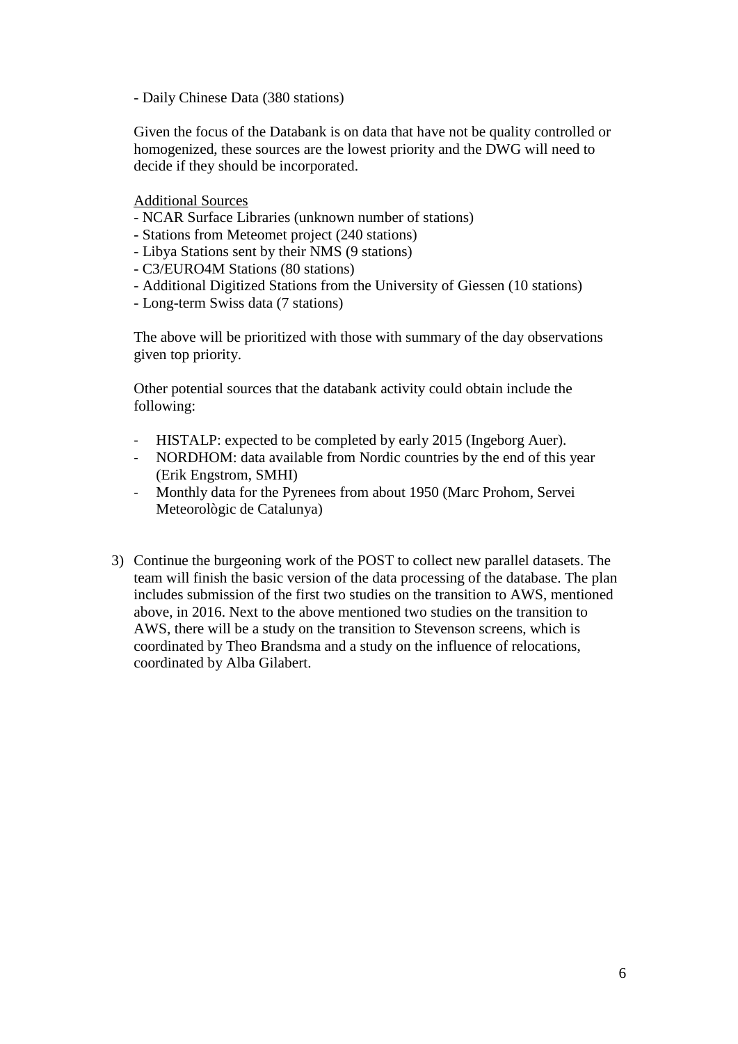- Daily Chinese Data (380 stations)

Given the focus of the Databank is on data that have not be quality controlled or homogenized, these sources are the lowest priority and the DWG will need to decide if they should be incorporated.

Additional Sources

- NCAR Surface Libraries (unknown number of stations)
- Stations from Meteomet project (240 stations)
- Libya Stations sent by their NMS (9 stations)
- C3/EURO4M Stations (80 stations)
- Additional Digitized Stations from the University of Giessen (10 stations)
- Long-term Swiss data (7 stations)

The above will be prioritized with those with summary of the day observations given top priority.

Other potential sources that the databank activity could obtain include the following:

- HISTALP: expected to be completed by early 2015 (Ingeborg Auer).
- NORDHOM: data available from Nordic countries by the end of this year (Erik Engstrom, SMHI)
- Monthly data for the Pyrenees from about 1950 (Marc Prohom, Servei Meteorològic de Catalunya)

3) Continue the burgeoning work of the POST to collect new parallel datasets. The team will finish the basic version of the data processing of the database. The plan includes submission of the first two studies on the transition to AWS, mentioned above, in 2016. Next to the above mentioned two studies on the transition to AWS, there will be a study on the transition to Stevenson screens, which is coordinated by Theo Brandsma and a study on the influence of relocations, coordinated by Alba Gilabert.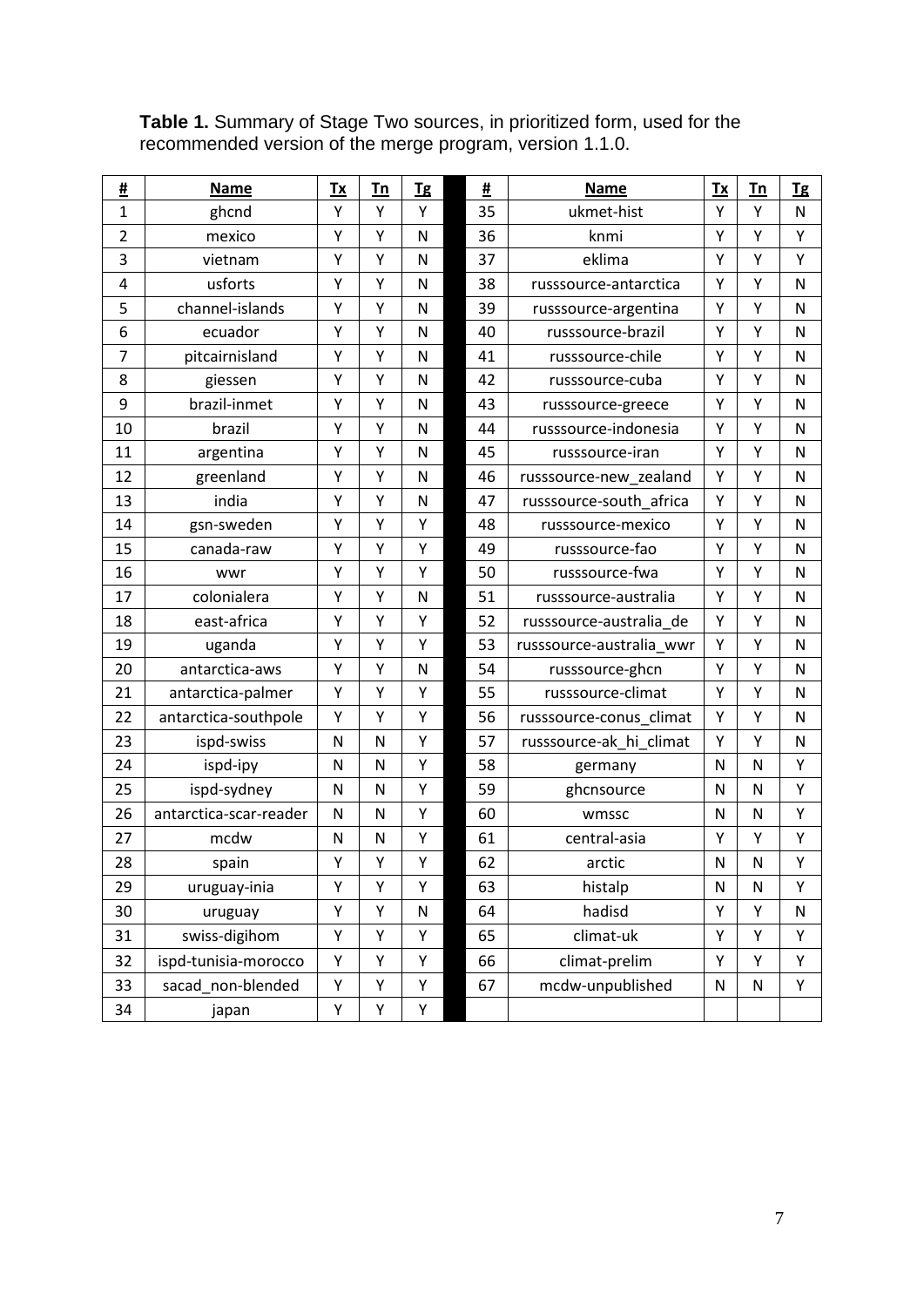**Table 1.** Summary of Stage Two sources, in prioritized form, used for the recommended version of the merge program, version 1.1.0.

| # | Name | Tx | Tn | Tg | | # | Name | Tx | Tn | Tg |
|---|---|---|---|---|---|---|---|---|---|---|
| 1 | ghcnd | Y | Y | Y | | 35 | ukmet-hist | Y | Y | N |
| 2 | mexico | Y | Y | N | | 36 | knmi | Y | Y | Y |
| 3 | vietnam | Y | Y | N | | 37 | eklima | Y | Y | Y |
| 4 | usforts | Y | Y | N | | 38 | russsource-antarctica | Y | Y | N |
| 5 | channel-islands | Y | Y | N | | 39 | russsource-argentina | Y | Y | N |
| 6 | ecuador | Y | Y | N | | 40 | russsource-brazil | Y | Y | N |
| 7 | pitcairnisland | Y | Y | N | | 41 | russsource-chile | Y | Y | N |
| 8 | giessen | Y | Y | N | | 42 | russsource-cuba | Y | Y | N |
| 9 | brazil-inmet | Y | Y | N | | 43 | russsource-greece | Y | Y | N |
| 10 | brazil | Y | Y | N | | 44 | russsource-indonesia | Y | Y | N |
| 11 | argentina | Y | Y | N | | 45 | russsource-iran | Y | Y | N |
| 12 | greenland | Y | Y | N | | 46 | russsource-new_zealand | Y | Y | N |
| 13 | india | Y | Y | N | | 47 | russsource-south_africa | Y | Y | N |
| 14 | gsn-sweden | Y | Y | Y | | 48 | russsource-mexico | Y | Y | N |
| 15 | canada-raw | Y | Y | Y | | 49 | russsource-fao | Y | Y | N |
| 16 | wwr | Y | Y | Y | | 50 | russsource-fwa | Y | Y | N |
| 17 | colonialera | Y | Y | N | | 51 | russsource-australia | Y | Y | N |
| 18 | east-africa | Y | Y | Y | | 52 | russsource-australia_de | Y | Y | N |
| 19 | uganda | Y | Y | Y | | 53 | russsource-australia_wwr | Y | Y | N |
| 20 | antarctica-aws | Y | Y | N | | 54 | russsource-ghcn | Y | Y | N |
| 21 | antarctica-palmer | Y | Y | Y | | 55 | russsource-climat | Y | Y | N |
| 22 | antarctica-southpole | Y | Y | Y | | 56 | russsource-conus_climat | Y | Y | N |
| 23 | ispd-swiss | N | N | Y | | 57 | russsource-ak_hi_climat | Y | Y | N |
| 24 | ispd-ipy | N | N | Y | | 58 | germany | N | N | Y |
| 25 | ispd-sydney | N | N | Y | | 59 | ghcnsource | N | N | Y |
| 26 | antarctica-scar-reader | N | N | Y | | 60 | wmssc | N | N | Y |
| 27 | mcdw | N | N | Y | | 61 | central-asia | Y | Y | Y |
| 28 | spain | Y | Y | Y | | 62 | arctic | N | N | Y |
| 29 | uruguay-inia | Y | Y | Y | | 63 | histalp | N | N | Y |
| 30 | uruguay | Y | Y | N | | 64 | hadisd | Y | Y | N |
| 31 | swiss-digihom | Y | Y | Y | | 65 | climat-uk | Y | Y | Y |
| 32 | ispd-tunisia-morocco | Y | Y | Y | | 66 | climat-prelim | Y | Y | Y |
| 33 | sacad_non-blended | Y | Y | Y | | 67 | mcdw-unpublished | N | N | Y |
| 34 | japan | Y | Y | Y | | | | | | |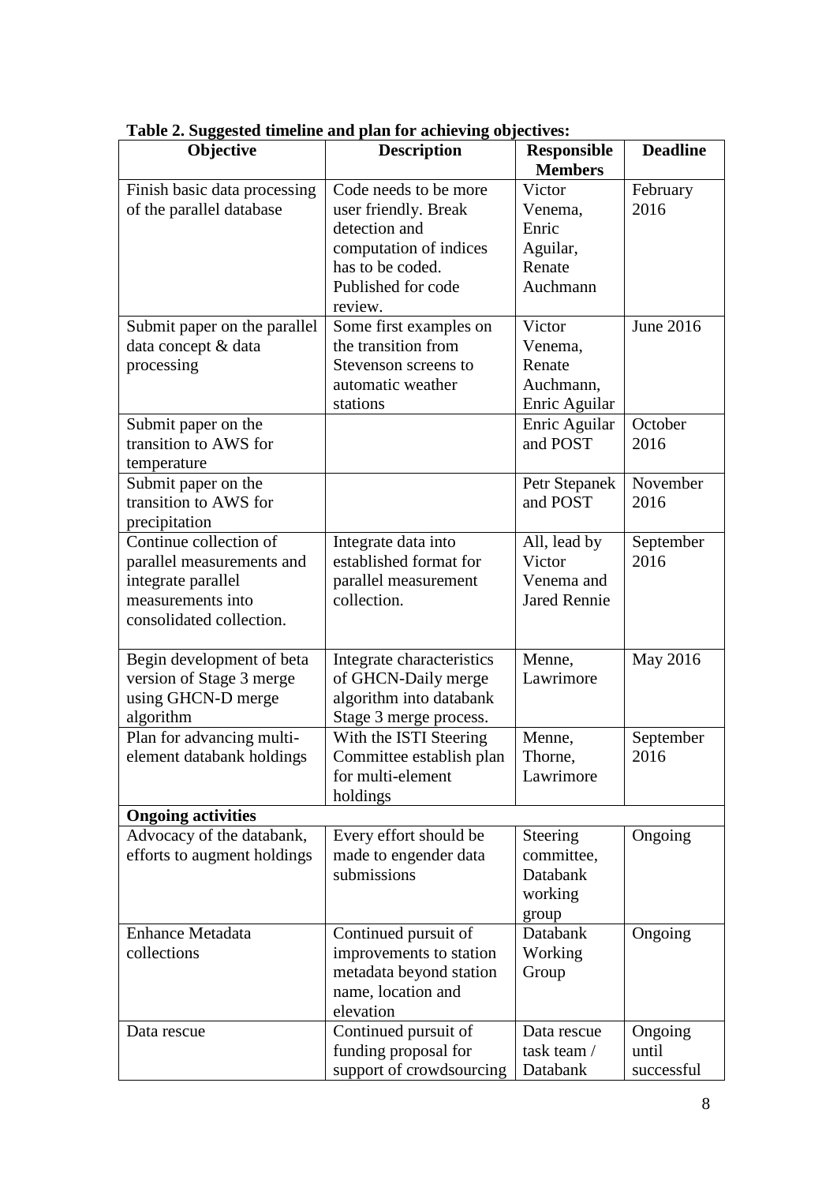**Table 2. Suggested timeline and plan for achieving objectives:**

| Objective | Description | Responsible Members | Deadline |
|---|---|---|---|
| Finish basic data processing of the parallel database | Code needs to be more user friendly. Break detection and computation of indices has to be coded. Published for code review. | Victor Venema, Enric Aguilar, Renate Auchmann | February 2016 |
| Submit paper on the parallel data concept & data processing | Some first examples on the transition from Stevenson screens to automatic weather stations | Victor Venema, Renate Auchmann, Enric Aguilar | June 2016 |
| Submit paper on the transition to AWS for temperature | | Enric Aguilar and POST | October 2016 |
| Submit paper on the transition to AWS for precipitation | | Petr Stepanek and POST | November 2016 |
| Continue collection of parallel measurements and integrate parallel measurements into consolidated collection. | Integrate data into established format for parallel measurement collection. | All, lead by Victor Venema and Jared Rennie | September 2016 |
| Begin development of beta version of Stage 3 merge using GHCN-D merge algorithm | Integrate characteristics of GHCN-Daily merge algorithm into databank Stage 3 merge process. | Menne, Lawrimore | May 2016 |
| Plan for advancing multi-element databank holdings | With the ISTI Steering Committee establish plan for multi-element holdings | Menne, Thorne, Lawrimore | September 2016 |
| **Ongoing activities** | | | |
| Advocacy of the databank, efforts to augment holdings | Every effort should be made to engender data submissions | Steering committee, Databank working group | Ongoing |
| Enhance Metadata collections | Continued pursuit of improvements to station metadata beyond station name, location and elevation | Databank Working Group | Ongoing |
| Data rescue | Continued pursuit of funding proposal for support of crowdsourcing | Data rescue task team / Databank | Ongoing until successful |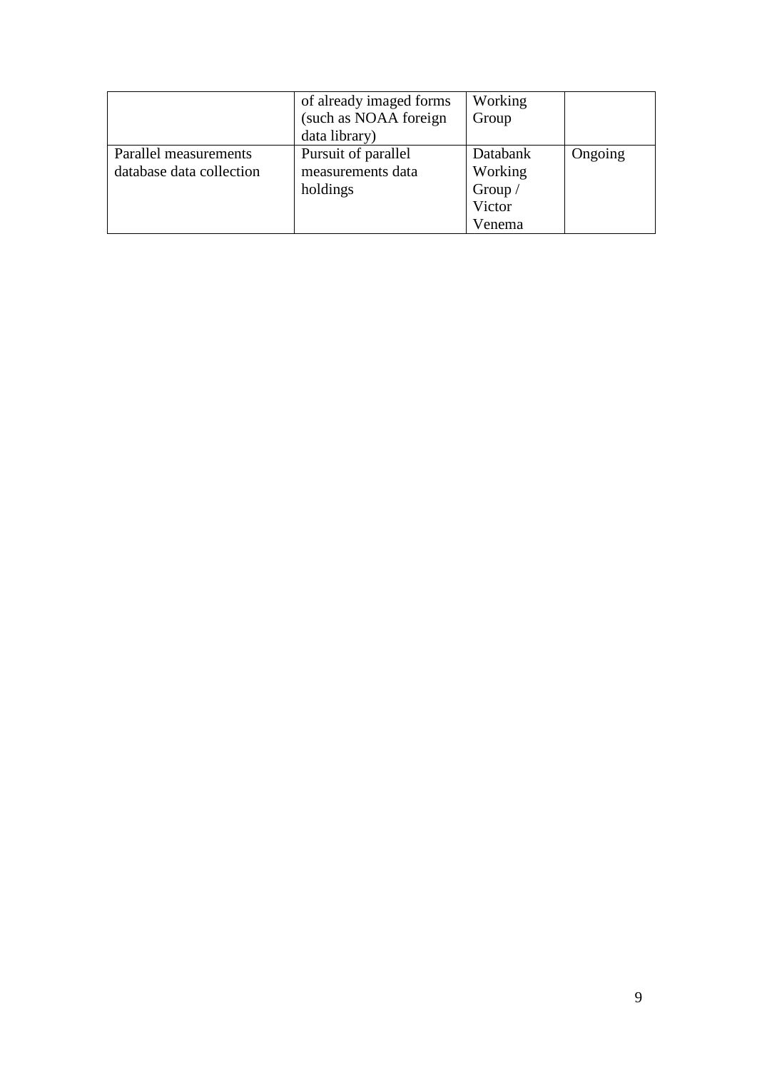| | | | |
|---|---|---|---|
| | of already imaged forms (such as NOAA foreign data library) | Working Group | |
| Parallel measurements database data collection | Pursuit of parallel measurements data holdings | Databank Working Group / Victor Venema | Ongoing |